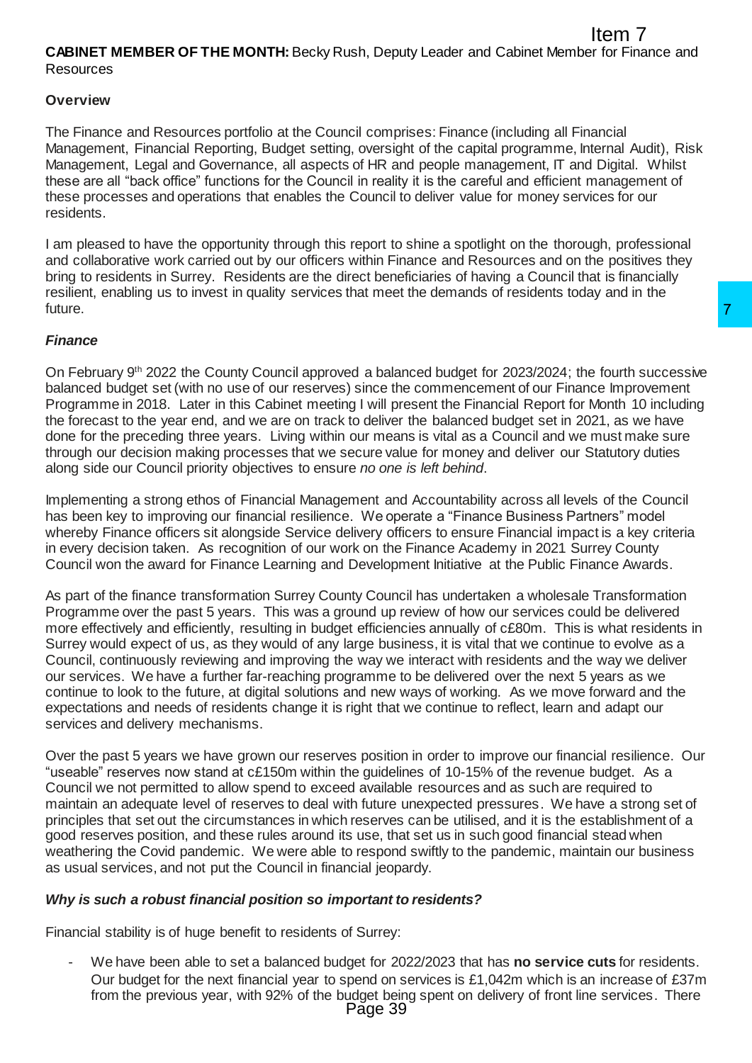**CABINET MEMBER OF THE MONTH:** Becky Rush, Deputy Leader and Cabinet Member for Finance and Resources

**Overview**

The Finance and Resources portfolio at the Council comprises: Finance (including all Financial Management, Financial Reporting, Budget setting, oversight of the capital programme, Internal Audit), Risk Management, Legal and Governance, all aspects of HR and people management, IT and Digital. Whilst these are all "back office" functions for the Council in reality it is the careful and efficient management of these processes and operations that enables the Council to deliver value for money services for our residents.

I am pleased to have the opportunity through this report to shine a spotlight on the thorough, professional and collaborative work carried out by our officers within Finance and Resources and on the positives they bring to residents in Surrey. Residents are the direct beneficiaries of having a Council that is financially resilient, enabling us to invest in quality services that meet the demands of residents today and in the future.

***Finance***

On February 9th 2022 the County Council approved a balanced budget for 2023/2024; the fourth successive balanced budget set (with no use of our reserves) since the commencement of our Finance Improvement Programme in 2018. Later in this Cabinet meeting I will present the Financial Report for Month 10 including the forecast to the year end, and we are on track to deliver the balanced budget set in 2021, as we have done for the preceding three years. Living within our means is vital as a Council and we must make sure through our decision making processes that we secure value for money and deliver our Statutory duties along side our Council priority objectives to ensure *no one is left behind*.

Implementing a strong ethos of Financial Management and Accountability across all levels of the Council has been key to improving our financial resilience. We operate a "Finance Business Partners" model whereby Finance officers sit alongside Service delivery officers to ensure Financial impact is a key criteria in every decision taken. As recognition of our work on the Finance Academy in 2021 Surrey County Council won the award for Finance Learning and Development Initiative at the Public Finance Awards.

As part of the finance transformation Surrey County Council has undertaken a wholesale Transformation Programme over the past 5 years. This was a ground up review of how our services could be delivered more effectively and efficiently, resulting in budget efficiencies annually of c£80m. This is what residents in Surrey would expect of us, as they would of any large business, it is vital that we continue to evolve as a Council, continuously reviewing and improving the way we interact with residents and the way we deliver our services. We have a further far-reaching programme to be delivered over the next 5 years as we continue to look to the future, at digital solutions and new ways of working. As we move forward and the expectations and needs of residents change it is right that we continue to reflect, learn and adapt our services and delivery mechanisms.

Over the past 5 years we have grown our reserves position in order to improve our financial resilience. Our "useable" reserves now stand at c£150m within the guidelines of 10-15% of the revenue budget. As a Council we not permitted to allow spend to exceed available resources and as such are required to maintain an adequate level of reserves to deal with future unexpected pressures. We have a strong set of principles that set out the circumstances in which reserves can be utilised, and it is the establishment of a good reserves position, and these rules around its use, that set us in such good financial stead when weathering the Covid pandemic. We were able to respond swiftly to the pandemic, maintain our business as usual services, and not put the Council in financial jeopardy.

***Why is such a robust financial position so important to residents?***

Financial stability is of huge benefit to residents of Surrey:

- We have been able to set a balanced budget for 2022/2023 that has **no service cuts** for residents. Our budget for the next financial year to spend on services is £1,042m which is an increase of £37m from the previous year, with 92% of the budget being spent on delivery of front line services. There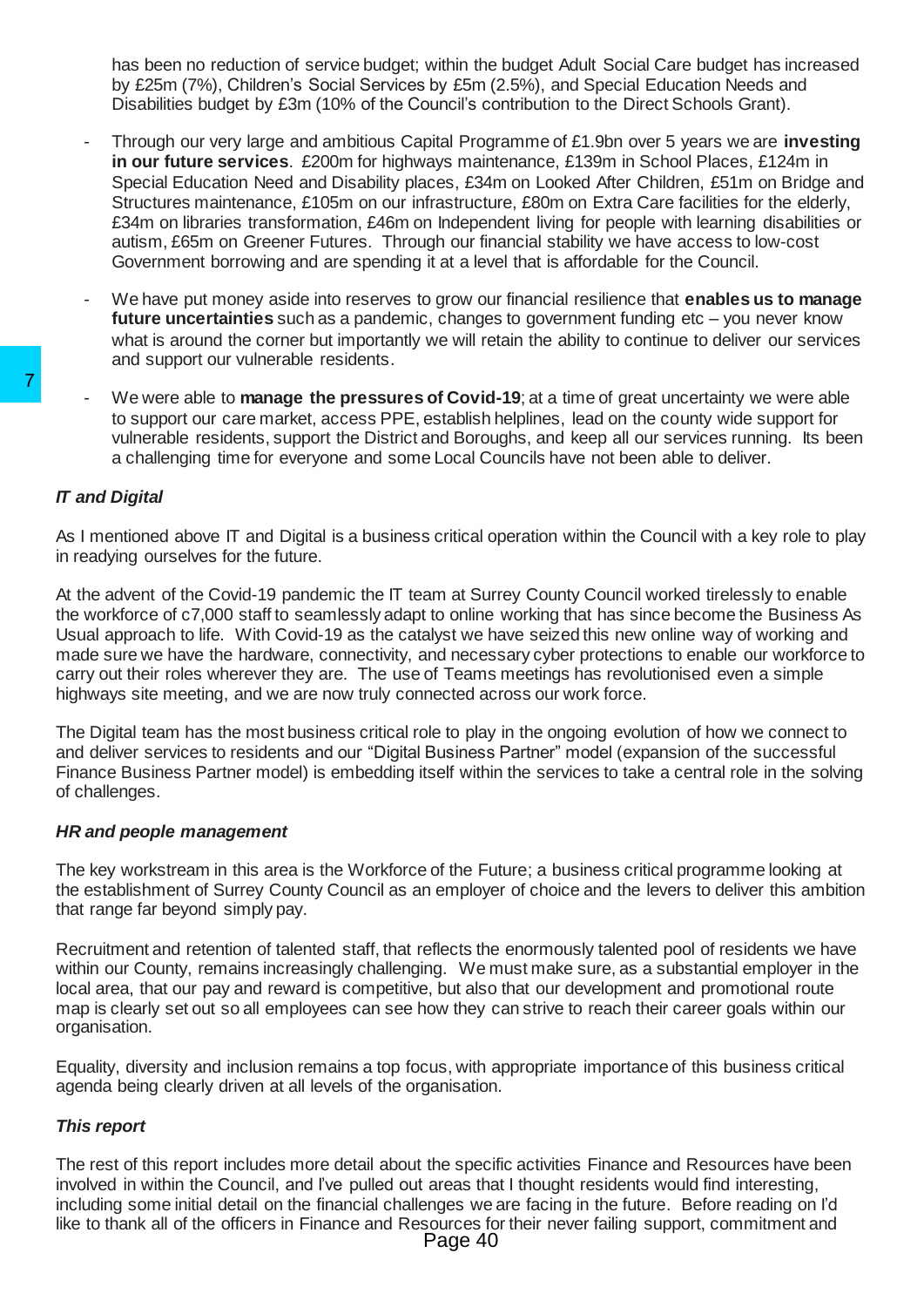has been no reduction of service budget; within the budget Adult Social Care budget has increased by £25m (7%), Children's Social Services by £5m (2.5%), and Special Education Needs and Disabilities budget by £3m (10% of the Council's contribution to the Direct Schools Grant).

- Through our very large and ambitious Capital Programme of £1.9bn over 5 years we are **investing in our future services**. £200m for highways maintenance, £139m in School Places, £124m in Special Education Need and Disability places, £34m on Looked After Children, £51m on Bridge and Structures maintenance, £105m on our infrastructure, £80m on Extra Care facilities for the elderly, £34m on libraries transformation, £46m on Independent living for people with learning disabilities or autism, £65m on Greener Futures. Through our financial stability we have access to low-cost Government borrowing and are spending it at a level that is affordable for the Council.
- We have put money aside into reserves to grow our financial resilience that **enables us to manage future uncertainties** such as a pandemic, changes to government funding etc – you never know what is around the corner but importantly we will retain the ability to continue to deliver our services and support our vulnerable residents.
- We were able to **manage the pressures of Covid-19**; at a time of great uncertainty we were able to support our care market, access PPE, establish helplines, lead on the county wide support for vulnerable residents, support the District and Boroughs, and keep all our services running. Its been a challenging time for everyone and some Local Councils have not been able to deliver.

### *IT and Digital*

As I mentioned above IT and Digital is a business critical operation within the Council with a key role to play in readying ourselves for the future.

At the advent of the Covid-19 pandemic the IT team at Surrey County Council worked tirelessly to enable the workforce of c7,000 staff to seamlessly adapt to online working that has since become the Business As Usual approach to life. With Covid-19 as the catalyst we have seized this new online way of working and made sure we have the hardware, connectivity, and necessary cyber protections to enable our workforce to carry out their roles wherever they are. The use of Teams meetings has revolutionised even a simple highways site meeting, and we are now truly connected across our work force.

The Digital team has the most business critical role to play in the ongoing evolution of how we connect to and deliver services to residents and our "Digital Business Partner" model (expansion of the successful Finance Business Partner model) is embedding itself within the services to take a central role in the solving of challenges.

### *HR and people management*

The key workstream in this area is the Workforce of the Future; a business critical programme looking at the establishment of Surrey County Council as an employer of choice and the levers to deliver this ambition that range far beyond simply pay.

Recruitment and retention of talented staff, that reflects the enormously talented pool of residents we have within our County, remains increasingly challenging. We must make sure, as a substantial employer in the local area, that our pay and reward is competitive, but also that our development and promotional route map is clearly set out so all employees can see how they can strive to reach their career goals within our organisation.

Equality, diversity and inclusion remains a top focus, with appropriate importance of this business critical agenda being clearly driven at all levels of the organisation.

### *This report*

The rest of this report includes more detail about the specific activities Finance and Resources have been involved in within the Council, and I've pulled out areas that I thought residents would find interesting, including some initial detail on the financial challenges we are facing in the future. Before reading on I'd like to thank all of the officers in Finance and Resources for their never failing support, commitment and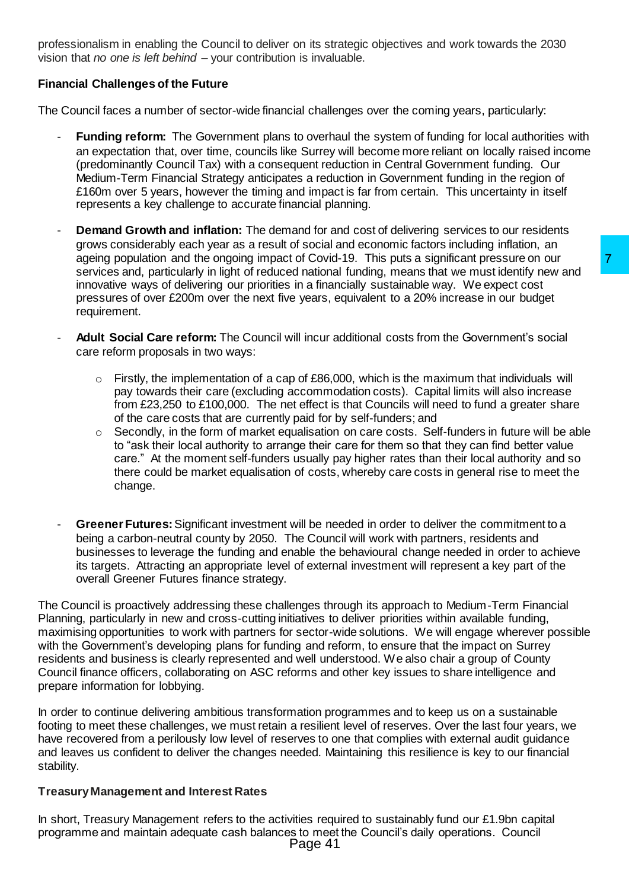professionalism in enabling the Council to deliver on its strategic objectives and work towards the 2030 vision that *no one is left behind* – your contribution is invaluable.

**Financial Challenges of the Future**

The Council faces a number of sector-wide financial challenges over the coming years, particularly:

- **Funding reform:** The Government plans to overhaul the system of funding for local authorities with an expectation that, over time, councils like Surrey will become more reliant on locally raised income (predominantly Council Tax) with a consequent reduction in Central Government funding. Our Medium-Term Financial Strategy anticipates a reduction in Government funding in the region of £160m over 5 years, however the timing and impact is far from certain. This uncertainty in itself represents a key challenge to accurate financial planning.

- **Demand Growth and inflation:** The demand for and cost of delivering services to our residents grows considerably each year as a result of social and economic factors including inflation, an ageing population and the ongoing impact of Covid-19. This puts a significant pressure on our services and, particularly in light of reduced national funding, means that we must identify new and innovative ways of delivering our priorities in a financially sustainable way. We expect cost pressures of over £200m over the next five years, equivalent to a 20% increase in our budget requirement.

- **Adult Social Care reform:** The Council will incur additional costs from the Government's social care reform proposals in two ways:

  - Firstly, the implementation of a cap of £86,000, which is the maximum that individuals will pay towards their care (excluding accommodation costs). Capital limits will also increase from £23,250 to £100,000. The net effect is that Councils will need to fund a greater share of the care costs that are currently paid for by self-funders; and
  - Secondly, in the form of market equalisation on care costs. Self-funders in future will be able to "ask their local authority to arrange their care for them so that they can find better value care." At the moment self-funders usually pay higher rates than their local authority and so there could be market equalisation of costs, whereby care costs in general rise to meet the change.

- **Greener Futures:** Significant investment will be needed in order to deliver the commitment to a being a carbon-neutral county by 2050. The Council will work with partners, residents and businesses to leverage the funding and enable the behavioural change needed in order to achieve its targets. Attracting an appropriate level of external investment will represent a key part of the overall Greener Futures finance strategy.

The Council is proactively addressing these challenges through its approach to Medium-Term Financial Planning, particularly in new and cross-cutting initiatives to deliver priorities within available funding, maximising opportunities to work with partners for sector-wide solutions. We will engage wherever possible with the Government's developing plans for funding and reform, to ensure that the impact on Surrey residents and business is clearly represented and well understood. We also chair a group of County Council finance officers, collaborating on ASC reforms and other key issues to share intelligence and prepare information for lobbying.

In order to continue delivering ambitious transformation programmes and to keep us on a sustainable footing to meet these challenges, we must retain a resilient level of reserves. Over the last four years, we have recovered from a perilously low level of reserves to one that complies with external audit guidance and leaves us confident to deliver the changes needed. Maintaining this resilience is key to our financial stability.

**Treasury Management and Interest Rates**

In short, Treasury Management refers to the activities required to sustainably fund our £1.9bn capital programme and maintain adequate cash balances to meet the Council's daily operations. Council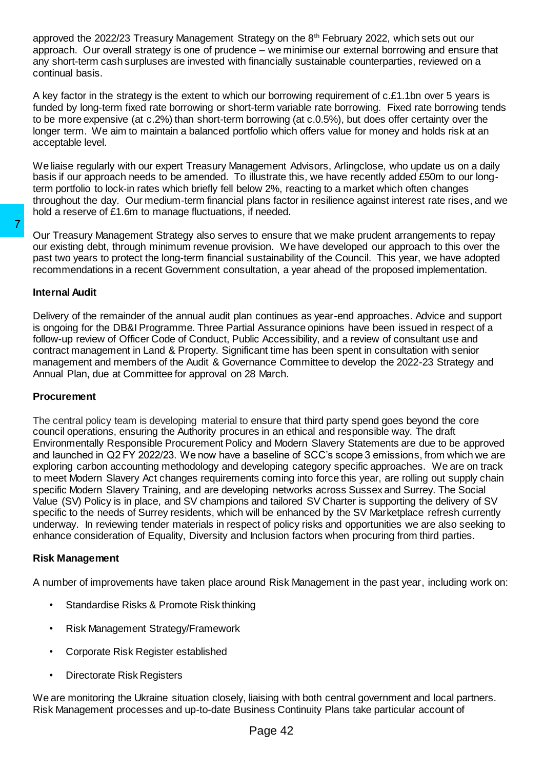approved the 2022/23 Treasury Management Strategy on the 8th February 2022, which sets out our approach. Our overall strategy is one of prudence – we minimise our external borrowing and ensure that any short-term cash surpluses are invested with financially sustainable counterparties, reviewed on a continual basis.

A key factor in the strategy is the extent to which our borrowing requirement of c.£1.1bn over 5 years is funded by long-term fixed rate borrowing or short-term variable rate borrowing. Fixed rate borrowing tends to be more expensive (at c.2%) than short-term borrowing (at c.0.5%), but does offer certainty over the longer term. We aim to maintain a balanced portfolio which offers value for money and holds risk at an acceptable level.

We liaise regularly with our expert Treasury Management Advisors, Arlingclose, who update us on a daily basis if our approach needs to be amended. To illustrate this, we have recently added £50m to our long-term portfolio to lock-in rates which briefly fell below 2%, reacting to a market which often changes throughout the day. Our medium-term financial plans factor in resilience against interest rate rises, and we hold a reserve of £1.6m to manage fluctuations, if needed.

Our Treasury Management Strategy also serves to ensure that we make prudent arrangements to repay our existing debt, through minimum revenue provision. We have developed our approach to this over the past two years to protect the long-term financial sustainability of the Council. This year, we have adopted recommendations in a recent Government consultation, a year ahead of the proposed implementation.

**Internal Audit**

Delivery of the remainder of the annual audit plan continues as year-end approaches. Advice and support is ongoing for the DB&I Programme. Three Partial Assurance opinions have been issued in respect of a follow-up review of Officer Code of Conduct, Public Accessibility, and a review of consultant use and contract management in Land & Property. Significant time has been spent in consultation with senior management and members of the Audit & Governance Committee to develop the 2022-23 Strategy and Annual Plan, due at Committee for approval on 28 March.

**Procurement**

The central policy team is developing material to ensure that third party spend goes beyond the core council operations, ensuring the Authority procures in an ethical and responsible way. The draft Environmentally Responsible Procurement Policy and Modern Slavery Statements are due to be approved and launched in Q2 FY 2022/23. We now have a baseline of SCC's scope 3 emissions, from which we are exploring carbon accounting methodology and developing category specific approaches. We are on track to meet Modern Slavery Act changes requirements coming into force this year, are rolling out supply chain specific Modern Slavery Training, and are developing networks across Sussex and Surrey. The Social Value (SV) Policy is in place, and SV champions and tailored SV Charter is supporting the delivery of SV specific to the needs of Surrey residents, which will be enhanced by the SV Marketplace refresh currently underway. In reviewing tender materials in respect of policy risks and opportunities we are also seeking to enhance consideration of Equality, Diversity and Inclusion factors when procuring from third parties.

**Risk Management**

A number of improvements have taken place around Risk Management in the past year, including work on:

- Standardise Risks & Promote Risk thinking
- Risk Management Strategy/Framework
- Corporate Risk Register established
- Directorate Risk Registers

We are monitoring the Ukraine situation closely, liaising with both central government and local partners. Risk Management processes and up-to-date Business Continuity Plans take particular account of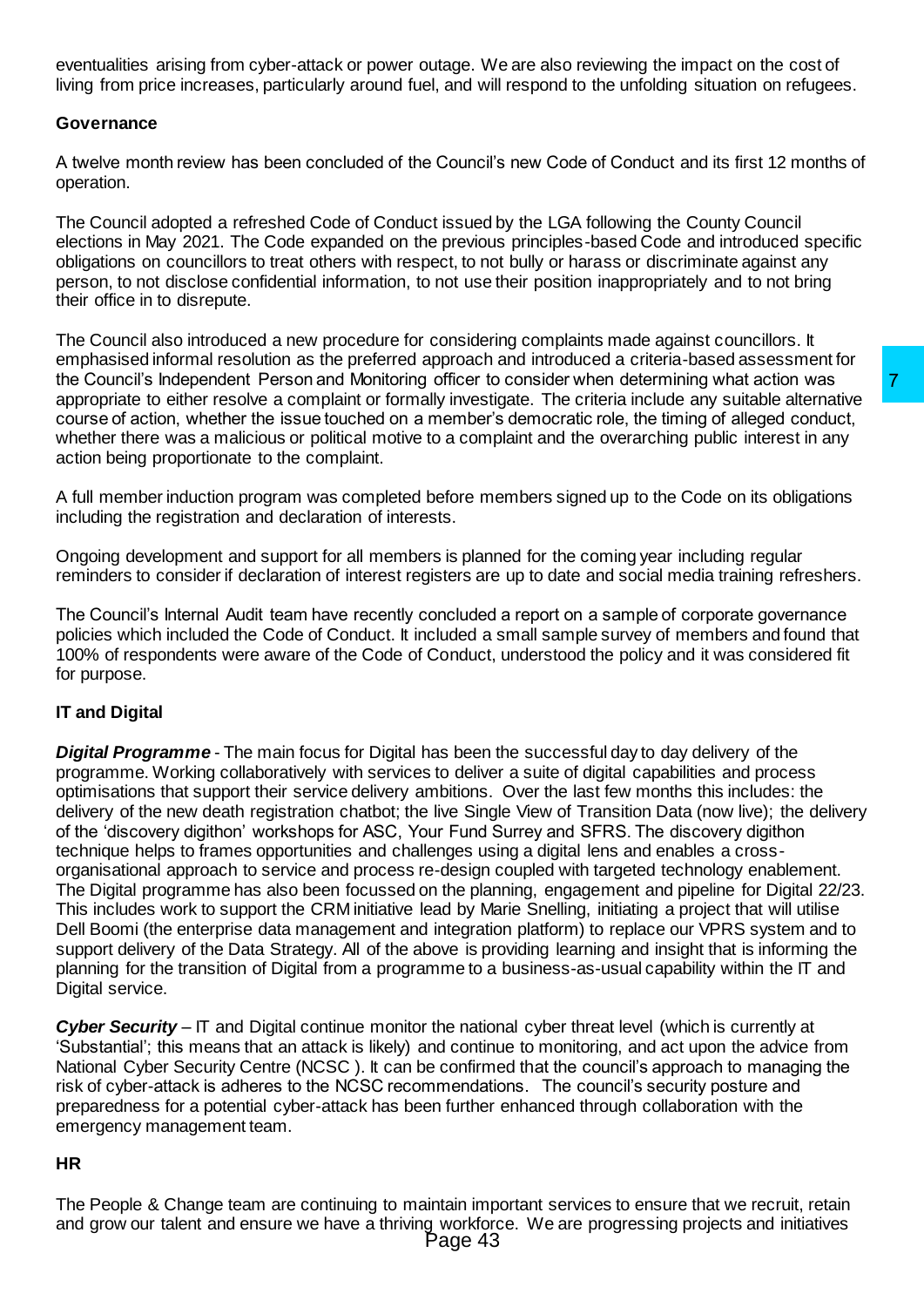eventualities arising from cyber-attack or power outage. We are also reviewing the impact on the cost of living from price increases, particularly around fuel, and will respond to the unfolding situation on refugees.

**Governance**

A twelve month review has been concluded of the Council's new Code of Conduct and its first 12 months of operation.

The Council adopted a refreshed Code of Conduct issued by the LGA following the County Council elections in May 2021. The Code expanded on the previous principles-based Code and introduced specific obligations on councillors to treat others with respect, to not bully or harass or discriminate against any person, to not disclose confidential information, to not use their position inappropriately and to not bring their office in to disrepute.

The Council also introduced a new procedure for considering complaints made against councillors. It emphasised informal resolution as the preferred approach and introduced a criteria-based assessment for the Council's Independent Person and Monitoring officer to consider when determining what action was appropriate to either resolve a complaint or formally investigate. The criteria include any suitable alternative course of action, whether the issue touched on a member's democratic role, the timing of alleged conduct, whether there was a malicious or political motive to a complaint and the overarching public interest in any action being proportionate to the complaint.

A full member induction program was completed before members signed up to the Code on its obligations including the registration and declaration of interests.

Ongoing development and support for all members is planned for the coming year including regular reminders to consider if declaration of interest registers are up to date and social media training refreshers.

The Council's Internal Audit team have recently concluded a report on a sample of corporate governance policies which included the Code of Conduct. It included a small sample survey of members and found that 100% of respondents were aware of the Code of Conduct, understood the policy and it was considered fit for purpose.

**IT and Digital**

***Digital Programme*** - The main focus for Digital has been the successful day to day delivery of the programme. Working collaboratively with services to deliver a suite of digital capabilities and process optimisations that support their service delivery ambitions. Over the last few months this includes: the delivery of the new death registration chatbot; the live Single View of Transition Data (now live); the delivery of the 'discovery digithon' workshops for ASC, Your Fund Surrey and SFRS. The discovery digithon technique helps to frames opportunities and challenges using a digital lens and enables a cross-organisational approach to service and process re-design coupled with targeted technology enablement. The Digital programme has also been focussed on the planning, engagement and pipeline for Digital 22/23. This includes work to support the CRM initiative lead by Marie Snelling, initiating a project that will utilise Dell Boomi (the enterprise data management and integration platform) to replace our VPRS system and to support delivery of the Data Strategy. All of the above is providing learning and insight that is informing the planning for the transition of Digital from a programme to a business-as-usual capability within the IT and Digital service.

***Cyber Security*** – IT and Digital continue monitor the national cyber threat level (which is currently at 'Substantial'; this means that an attack is likely) and continue to monitoring, and act upon the advice from National Cyber Security Centre (NCSC ). It can be confirmed that the council's approach to managing the risk of cyber-attack is adheres to the NCSC recommendations. The council's security posture and preparedness for a potential cyber-attack has been further enhanced through collaboration with the emergency management team.

**HR**

The People & Change team are continuing to maintain important services to ensure that we recruit, retain and grow our talent and ensure we have a thriving workforce. We are progressing projects and initiatives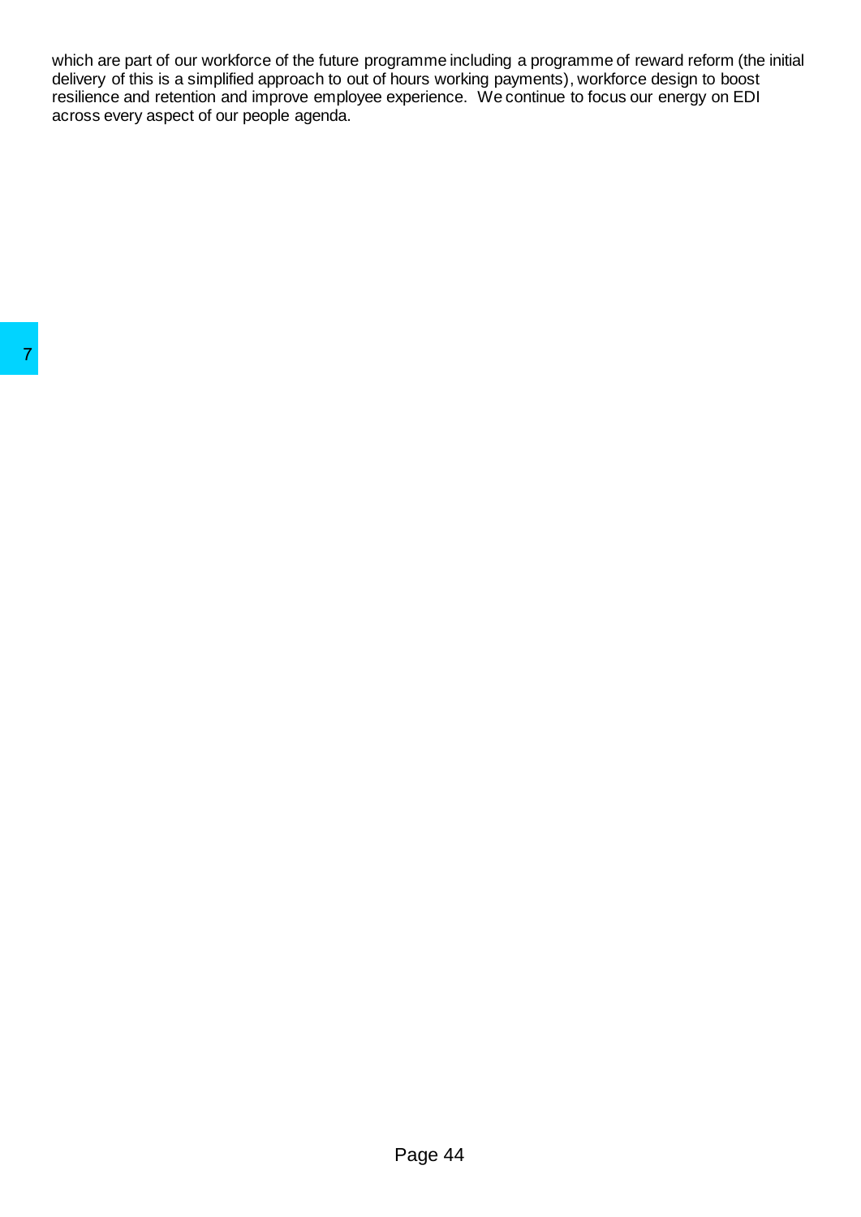which are part of our workforce of the future programme including a programme of reward reform (the initial delivery of this is a simplified approach to out of hours working payments), workforce design to boost resilience and retention and improve employee experience. We continue to focus our energy on EDI across every aspect of our people agenda.